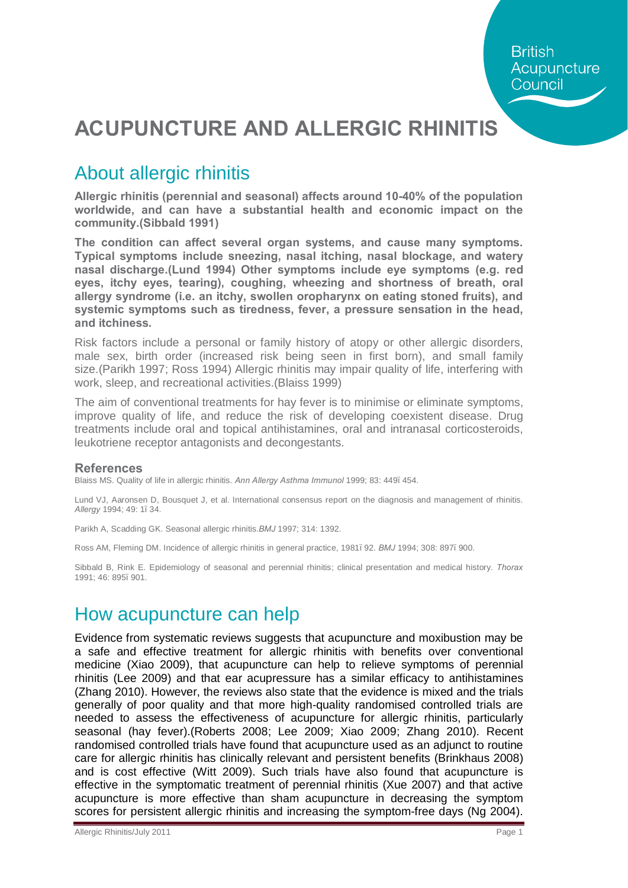# ACUPUNCTURE AND ALLERGIC RHINITIS

## About allergic rhinitis

**Allergic rhinitis (perennial and seasonal) affects around 10-40% of the population worldwide, and can have a substantial health and economic impact on the community.(Sibbald 1991)**

**The condition can affect several organ systems, and cause many symptoms. Typical symptoms include sneezing, nasal itching, nasal blockage, and watery nasal discharge.(Lund 1994) Other symptoms include eye symptoms (e.g. red eyes, itchy eyes, tearing), coughing, wheezing and shortness of breath, oral allergy syndrome (i.e. an itchy, swollen oropharynx on eating stoned fruits), and systemic symptoms such as tiredness, fever, a pressure sensation in the head, and itchiness.**

Risk factors include a personal or family history of atopy or other allergic disorders, male sex, birth order (increased risk being seen in first born), and small family size.(Parikh 1997; Ross 1994) Allergic rhinitis may impair quality of life, interfering with work, sleep, and recreational activities.(Blaiss 1999)

The aim of conventional treatments for hay fever is to minimise or eliminate symptoms, improve quality of life, and reduce the risk of developing coexistent disease. Drug treatments include oral and topical antihistamines, oral and intranasal corticosteroids, leukotriene receptor antagonists and decongestants.

### References

Blaiss MS. Quality of life in allergic rhinitis. *Ann Allergy Asthma Immunol* 1999; 83: 449–454.

Lund VJ, Aaronsen D, Bousquet J, et al. International consensus report on the diagnosis and management of rhinitis. *Allergy* 1994; 49: 1–34.

Parikh A, Scadding GK. Seasonal allergic rhinitis.*BMJ* 1997; 314: 1392.

Ross AM, Fleming DM. Incidence of allergic rhinitis in general practice, 1981–92. *BMJ* 1994; 308: 897–900.

Sibbald B, Rink E. Epidemiology of seasonal and perennial rhinitis; clinical presentation and medical history. *Thorax* 1991; 46: 895–901.

## How acupuncture can help

Evidence from systematic reviews suggests that acupuncture and moxibustion may be a safe and effective treatment for allergic rhinitis with benefits over conventional medicine (Xiao 2009), that acupuncture can help to relieve symptoms of perennial rhinitis (Lee 2009) and that ear acupressure has a similar efficacy to antihistamines (Zhang 2010). However, the reviews also state that the evidence is mixed and the trials generally of poor quality and that more high-quality randomised controlled trials are needed to assess the effectiveness of acupuncture for allergic rhinitis, particularly seasonal (hay fever).(Roberts 2008; Lee 2009; Xiao 2009; Zhang 2010). Recent randomised controlled trials have found that acupuncture used as an adjunct to routine care for allergic rhinitis has clinically relevant and persistent benefits (Brinkhaus 2008) and is cost effective (Witt 2009). Such trials have also found that acupuncture is effective in the symptomatic treatment of perennial rhinitis (Xue 2007) and that active acupuncture is more effective than sham acupuncture in decreasing the symptom scores for persistent allergic rhinitis and increasing the symptom-free days (Ng 2004).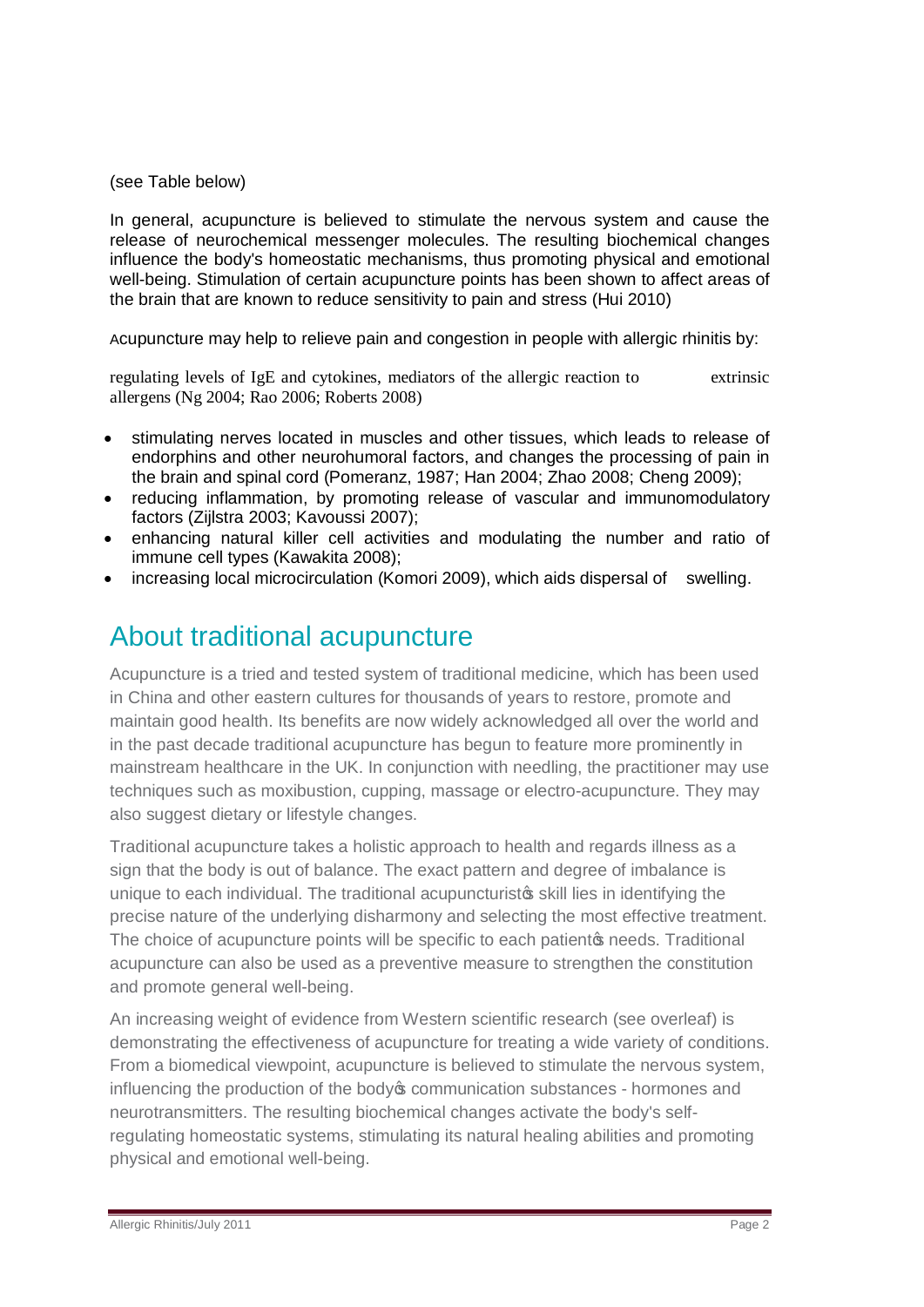(see Table below)

In general, acupuncture is believed to stimulate the nervous system and cause the release of neurochemical messenger molecules. The resulting biochemical changes influence the body's homeostatic mechanisms, thus promoting physical and emotional well-being. Stimulation of certain acupuncture points has been shown to affect areas of the brain that are known to reduce sensitivity to pain and stress (Hui 2010)

Acupuncture may help to relieve pain and congestion in people with allergic rhinitis by:

regulating levels of IgE and cytokines, mediators of the allergic reaction to extrinsic allergens (Ng 2004; Rao 2006; Roberts 2008)

- stimulating nerves located in muscles and other tissues, which leads to release of endorphins and other neurohumoral factors, and changes the processing of pain in the brain and spinal cord (Pomeranz, 1987; Han 2004; Zhao 2008; Cheng 2009);
- reducing inflammation, by promoting release of vascular and immunomodulatory factors (Zijlstra 2003; Kavoussi 2007);
- enhancing natural killer cell activities and modulating the number and ratio of immune cell types (Kawakita 2008);
- increasing local microcirculation (Komori 2009), which aids dispersal of swelling.

## About traditional acupuncture

Acupuncture is a tried and tested system of traditional medicine, which has been used in China and other eastern cultures for thousands of years to restore, promote and maintain good health. Its benefits are now widely acknowledged all over the world and in the past decade traditional acupuncture has begun to feature more prominently in mainstream healthcare in the UK. In conjunction with needling, the practitioner may use techniques such as moxibustion, cupping, massage or electro-acupuncture. They may also suggest dietary or lifestyle changes.

Traditional acupuncture takes a holistic approach to health and regards illness as a sign that the body is out of balance. The exact pattern and degree of imbalance is unique to each individual. The traditional acupuncturist's skill lies in identifying the precise nature of the underlying disharmony and selecting the most effective treatment. The choice of acupuncture points will be specific to each patient's needs. Traditional acupuncture can also be used as a preventive measure to strengthen the constitution and promote general well-being.

An increasing weight of evidence from Western scientific research (see overleaf) is demonstrating the effectiveness of acupuncture for treating a wide variety of conditions. From a biomedical viewpoint, acupuncture is believed to stimulate the nervous system, influencing the production of the body's communication substances - hormones and neurotransmitters. The resulting biochemical changes activate the body's self-regulating homeostatic systems, stimulating its natural healing abilities and promoting physical and emotional well-being.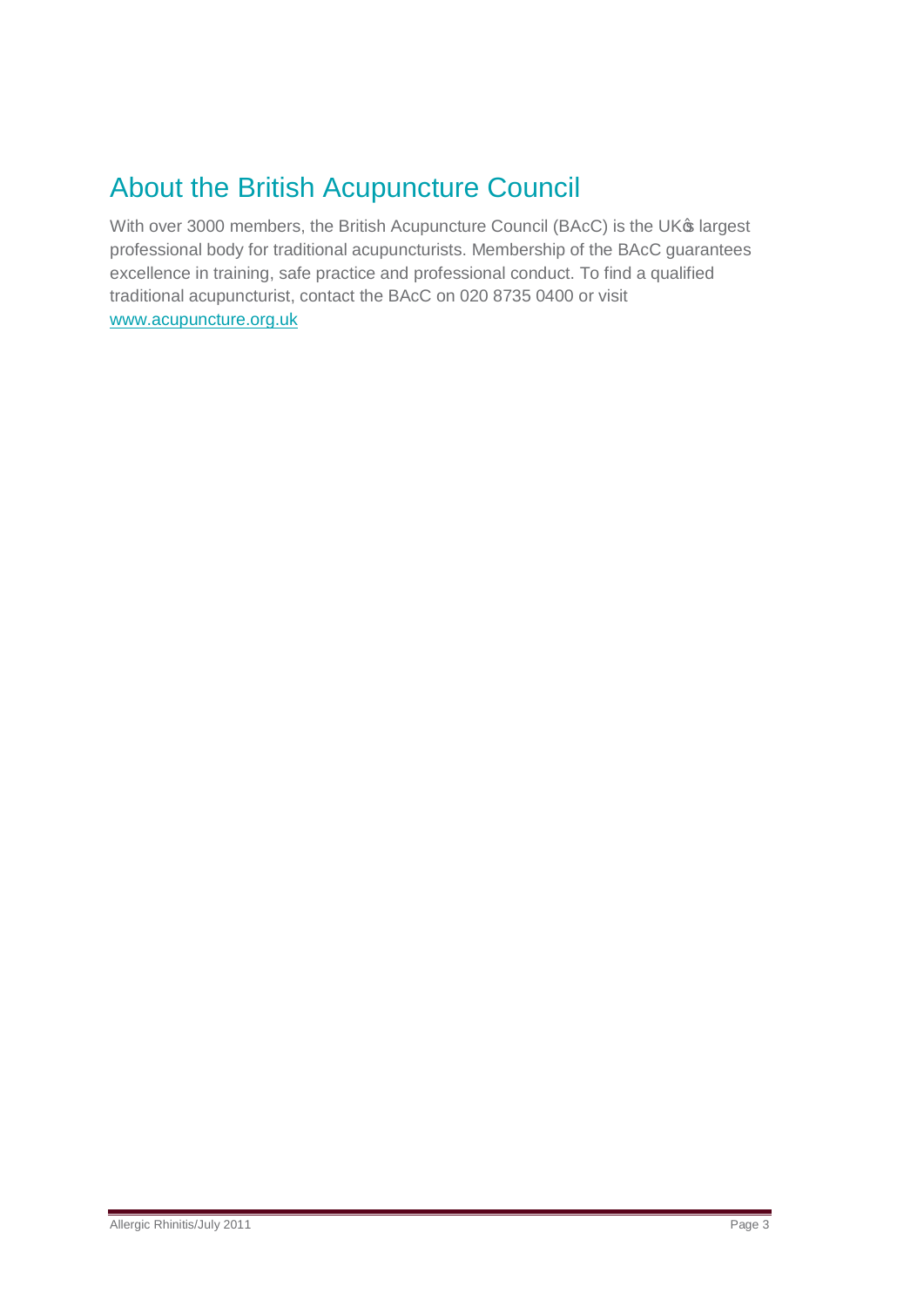## About the British Acupuncture Council

With over 3000 members, the British Acupuncture Council (BAcC) is the UK's largest professional body for traditional acupuncturists. Membership of the BAcC guarantees excellence in training, safe practice and professional conduct. To find a qualified traditional acupuncturist, contact the BAcC on 020 8735 0400 or visit [www.acupuncture.org.uk](http://www.acupuncture.org.uk)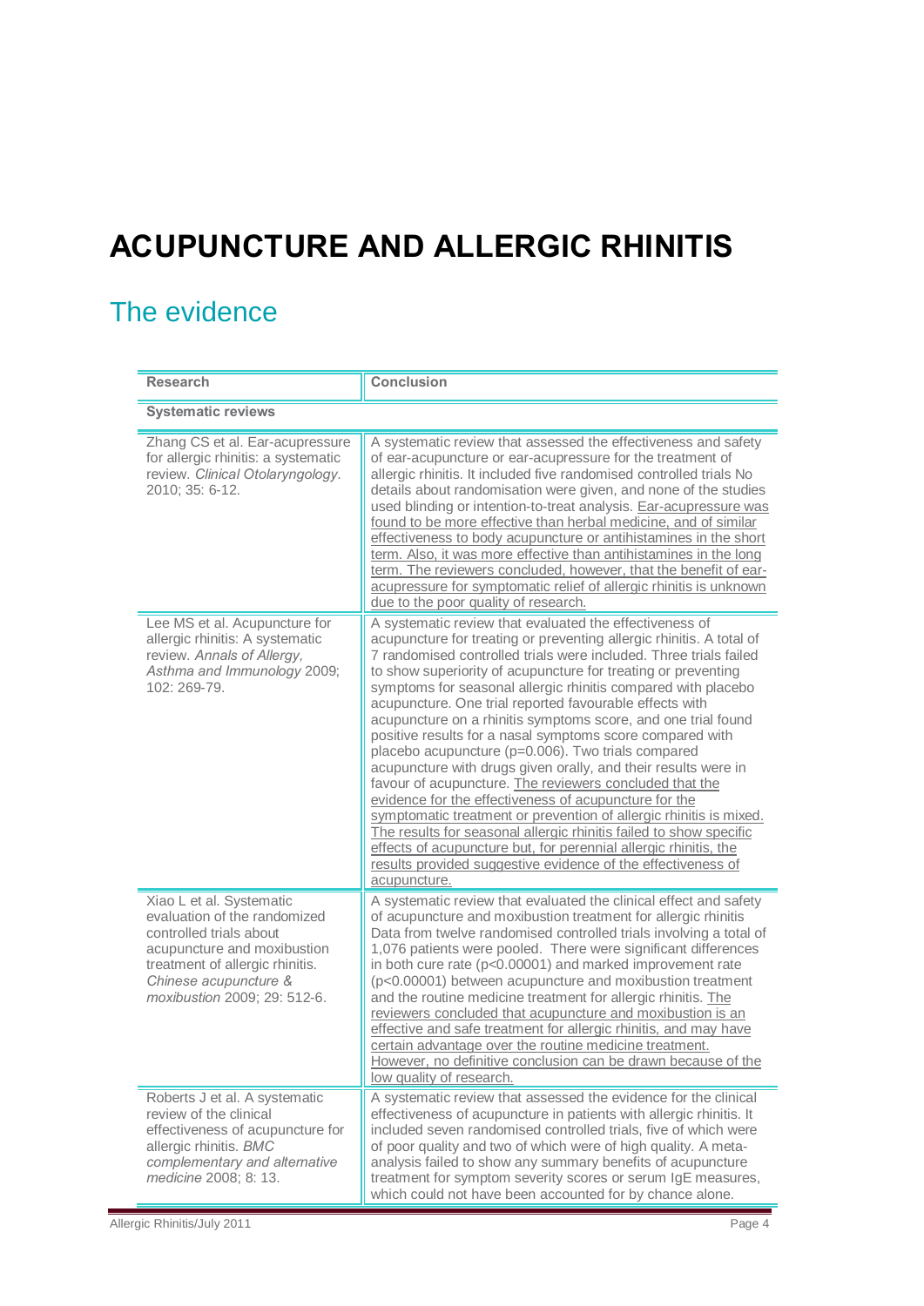# ACUPUNCTURE AND ALLERGIC RHINITIS

## The evidence

| Research | Conclusion |
|---|---|
| **Systematic reviews** | |
| Zhang CS et al. Ear-acupressure for allergic rhinitis: a systematic review. *Clinical Otolaryngology*. 2010; 35: 6-12. | A systematic review that assessed the effectiveness and safety of ear-acupuncture or ear-acupressure for the treatment of allergic rhinitis. It included five randomised controlled trials No details about randomisation were given, and none of the studies used blinding or intention-to-treat analysis. Ear-acupressure was found to be more effective than herbal medicine, and of similar effectiveness to body acupuncture or antihistamines in the short term. Also, it was more effective than antihistamines in the long term. The reviewers concluded, however, that the benefit of ear-acupressure for symptomatic relief of allergic rhinitis is unknown due to the poor quality of research. |
| Lee MS et al. Acupuncture for allergic rhinitis: A systematic review. *Annals of Allergy, Asthma and Immunology* 2009; 102: 269-79. | A systematic review that evaluated the effectiveness of acupuncture for treating or preventing allergic rhinitis. A total of 7 randomised controlled trials were included. Three trials failed to show superiority of acupuncture for treating or preventing symptoms for seasonal allergic rhinitis compared with placebo acupuncture. One trial reported favourable effects with acupuncture on a rhinitis symptoms score, and one trial found positive results for a nasal symptoms score compared with placebo acupuncture ($p=0.006$). Two trials compared acupuncture with drugs given orally, and their results were in favour of acupuncture. The reviewers concluded that the evidence for the effectiveness of acupuncture for the symptomatic treatment or prevention of allergic rhinitis is mixed. The results for seasonal allergic rhinitis failed to show specific effects of acupuncture but, for perennial allergic rhinitis, the results provided suggestive evidence of the effectiveness of acupuncture. |
| Xiao L et al. Systematic evaluation of the randomized controlled trials about acupuncture and moxibustion treatment of allergic rhinitis. *Chinese acupuncture & moxibustion* 2009; 29: 512-6. | A systematic review that evaluated the clinical effect and safety of acupuncture and moxibustion treatment for allergic rhinitis Data from twelve randomised controlled trials involving a total of 1,076 patients were pooled. There were significant differences in both cure rate ($p<0.00001$) and marked improvement rate ($p<0.00001$) between acupuncture and moxibustion treatment and the routine medicine treatment for allergic rhinitis. The reviewers concluded that acupuncture and moxibustion is an effective and safe treatment for allergic rhinitis, and may have certain advantage over the routine medicine treatment. However, no definitive conclusion can be drawn because of the low quality of research. |
| Roberts J et al. A systematic review of the clinical effectiveness of acupuncture for allergic rhinitis. *BMC complementary and alternative medicine* 2008; 8: 13. | A systematic review that assessed the evidence for the clinical effectiveness of acupuncture in patients with allergic rhinitis. It included seven randomised controlled trials, five of which were of poor quality and two of which were of high quality. A meta-analysis failed to show any summary benefits of acupuncture treatment for symptom severity scores or serum IgE measures, which could not have been accounted for by chance alone. |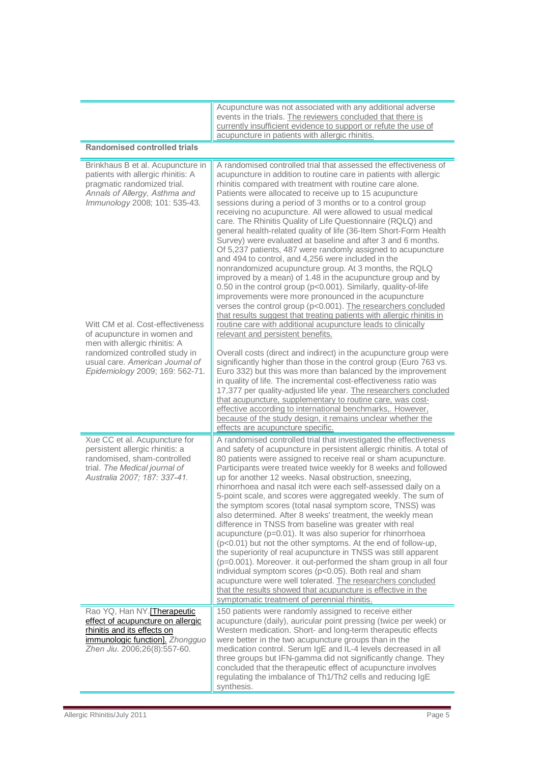| | |
|---|---|
| | Acupuncture was not associated with any additional adverse events in the trials. The reviewers concluded that there is currently insufficient evidence to support or refute the use of acupuncture in patients with allergic rhinitis. |
| **Randomised controlled trials** | |
| Brinkhaus B et al. Acupuncture in patients with allergic rhinitis: A pragmatic randomized trial. *Annals of Allergy, Asthma and Immunology* 2008; 101: 535-43. | A randomised controlled trial that assessed the effectiveness of acupuncture in addition to routine care in patients with allergic rhinitis compared with treatment with routine care alone. Patients were allocated to receive up to 15 acupuncture sessions during a period of 3 months or to a control group receiving no acupuncture. All were allowed to usual medical care. The Rhinitis Quality of Life Questionnaire (RQLQ) and general health-related quality of life (36-Item Short-Form Health Survey) were evaluated at baseline and after 3 and 6 months. Of 5,237 patients, 487 were randomly assigned to acupuncture and 494 to control, and 4,256 were included in the nonrandomized acupuncture group. At 3 months, the RQLQ improved by a mean) of 1.48 in the acupuncture group and by 0.50 in the control group ($p<0.001$). Similarly, quality-of-life improvements were more pronounced in the acupuncture verses the control group ($p<0.001$). The researchers concluded that results suggest that treating patients with allergic rhinitis in routine care with additional acupuncture leads to clinically relevant and persistent benefits. |
| Witt CM et al. Cost-effectiveness of acupuncture in women and men with allergic rhinitis: A randomized controlled study in usual care. *American Journal of Epidemiology* 2009; 169: 562-71. | Overall costs (direct and indirect) in the acupuncture group were significantly higher than those in the control group (Euro 763 vs. Euro 332) but this was more than balanced by the improvement in quality of life. The incremental cost-effectiveness ratio was 17,377 per quality-adjusted life year. The researchers concluded that acupuncture, supplementary to routine care, was cost-effective according to international benchmarks,. However, because of the study design, it remains unclear whether the effects are acupuncture specific. |
| Xue CC et al. Acupuncture for persistent allergic rhinitis: a randomised, sham-controlled trial. *The Medical journal of Australia 2007; 187: 337-41.* | A randomised controlled trial that investigated the effectiveness and safety of acupuncture in persistent allergic rhinitis. A total of 80 patients were assigned to receive real or sham acupuncture. Participants were treated twice weekly for 8 weeks and followed up for another 12 weeks. Nasal obstruction, sneezing, rhinorrhoea and nasal itch were each self-assessed daily on a 5-point scale, and scores were aggregated weekly. The sum of the symptom scores (total nasal symptom score, TNSS) was also determined. After 8 weeks' treatment, the weekly mean difference in TNSS from baseline was greater with real acupuncture ($p=0.01$). It was also superior for rhinorrhoea ($p<0.01$) but not the other symptoms. At the end of follow-up, the superiority of real acupuncture in TNSS was still apparent ($p=0.001$). Moreover. it out-performed the sham group in all four individual symptom scores ($p<0.05$). Both real and sham acupuncture were well tolerated. The researchers concluded that the results showed that acupuncture is effective in the symptomatic treatment of perennial rhinitis. |
| Rao YQ, Han NY. [Therapeutic effect of acupuncture on allergic rhinitis and its effects on immunologic function]. *Zhongguo Zhen Jiu*. 2006;26(8):557-60. | 150 patients were randomly assigned to receive either acupuncture (daily), auricular point pressing (twice per week) or Western medication. Short- and long-term therapeutic effects were better in the two acupuncture groups than in the medication control. Serum IgE and IL-4 levels decreased in all three groups but IFN-gamma did not significantly change. They concluded that the therapeutic effect of acupuncture involves regulating the imbalance of Th1/Th2 cells and reducing IgE synthesis. |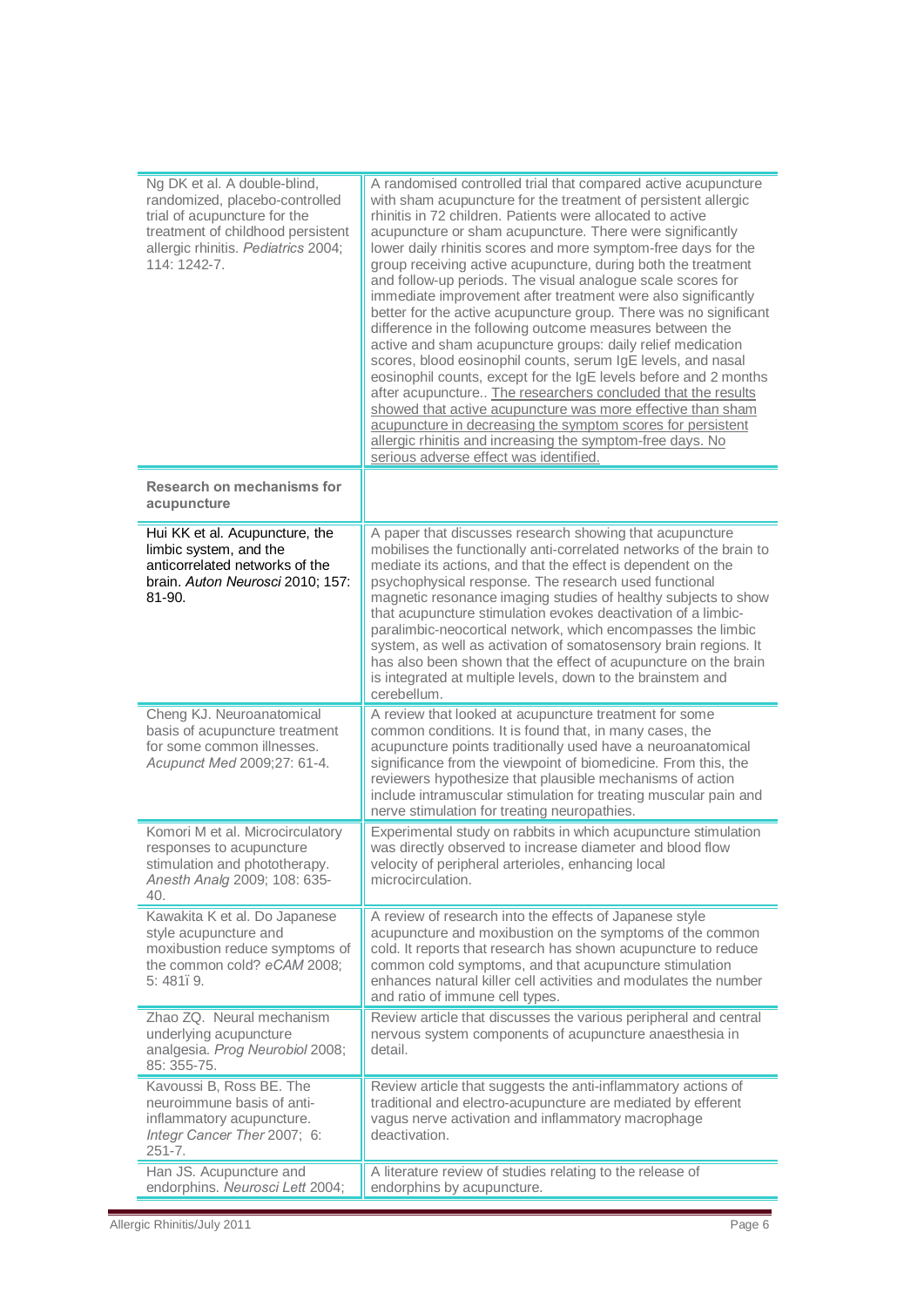| | |
|---|---|
| Ng DK et al. A double-blind, randomized, placebo-controlled trial of acupuncture for the treatment of childhood persistent allergic rhinitis. *Pediatrics* 2004; 114: 1242-7. | A randomised controlled trial that compared active acupuncture with sham acupuncture for the treatment of persistent allergic rhinitis in 72 children. Patients were allocated to active acupuncture or sham acupuncture. There were significantly lower daily rhinitis scores and more symptom-free days for the group receiving active acupuncture, during both the treatment and follow-up periods. The visual analogue scale scores for immediate improvement after treatment were also significantly better for the active acupuncture group. There was no significant difference in the following outcome measures between the active and sham acupuncture groups: daily relief medication scores, blood eosinophil counts, serum IgE levels, and nasal eosinophil counts, except for the IgE levels before and 2 months after acupuncture.. The researchers concluded that the results showed that active acupuncture was more effective than sham acupuncture in decreasing the symptom scores for persistent allergic rhinitis and increasing the symptom-free days. No serious adverse effect was identified. |
| **Research on mechanisms for acupuncture** | |
| Hui KK et al. Acupuncture, the limbic system, and the anticorrelated networks of the brain. *Auton Neurosci* 2010; 157: 81-90. | A paper that discusses research showing that acupuncture mobilises the functionally anti-correlated networks of the brain to mediate its actions, and that the effect is dependent on the psychophysical response. The research used functional magnetic resonance imaging studies of healthy subjects to show that acupuncture stimulation evokes deactivation of a limbic-paralimbic-neocortical network, which encompasses the limbic system, as well as activation of somatosensory brain regions. It has also been shown that the effect of acupuncture on the brain is integrated at multiple levels, down to the brainstem and cerebellum. |
| Cheng KJ. Neuroanatomical basis of acupuncture treatment for some common illnesses. *Acupunct Med* 2009;27: 61-4. | A review that looked at acupuncture treatment for some common conditions. It is found that, in many cases, the acupuncture points traditionally used have a neuroanatomical significance from the viewpoint of biomedicine. From this, the reviewers hypothesize that plausible mechanisms of action include intramuscular stimulation for treating muscular pain and nerve stimulation for treating neuropathies. |
| Komori M et al. Microcirculatory responses to acupuncture stimulation and phototherapy. *Anesth Analg* 2009; 108: 635-40. | Experimental study on rabbits in which acupuncture stimulation was directly observed to increase diameter and blood flow velocity of peripheral arterioles, enhancing local microcirculation. |
| Kawakita K et al. Do Japanese style acupuncture and moxibustion reduce symptoms of the common cold? *eCAM* 2008; 5: 481ï 9. | A review of research into the effects of Japanese style acupuncture and moxibustion on the symptoms of the common cold. It reports that research has shown acupuncture to reduce common cold symptoms, and that acupuncture stimulation enhances natural killer cell activities and modulates the number and ratio of immune cell types. |
| Zhao ZQ. Neural mechanism underlying acupuncture analgesia. *Prog Neurobiol* 2008; 85: 355-75. | Review article that discusses the various peripheral and central nervous system components of acupuncture anaesthesia in detail. |
| Kavoussi B, Ross BE. The neuroimmune basis of anti-inflammatory acupuncture. *Integr Cancer Ther* 2007; 6: 251-7. | Review article that suggests the anti-inflammatory actions of traditional and electro-acupuncture are mediated by efferent vagus nerve activation and inflammatory macrophage deactivation. |
| Han JS. Acupuncture and endorphins. *Neurosci Lett* 2004; | A literature review of studies relating to the release of endorphins by acupuncture. |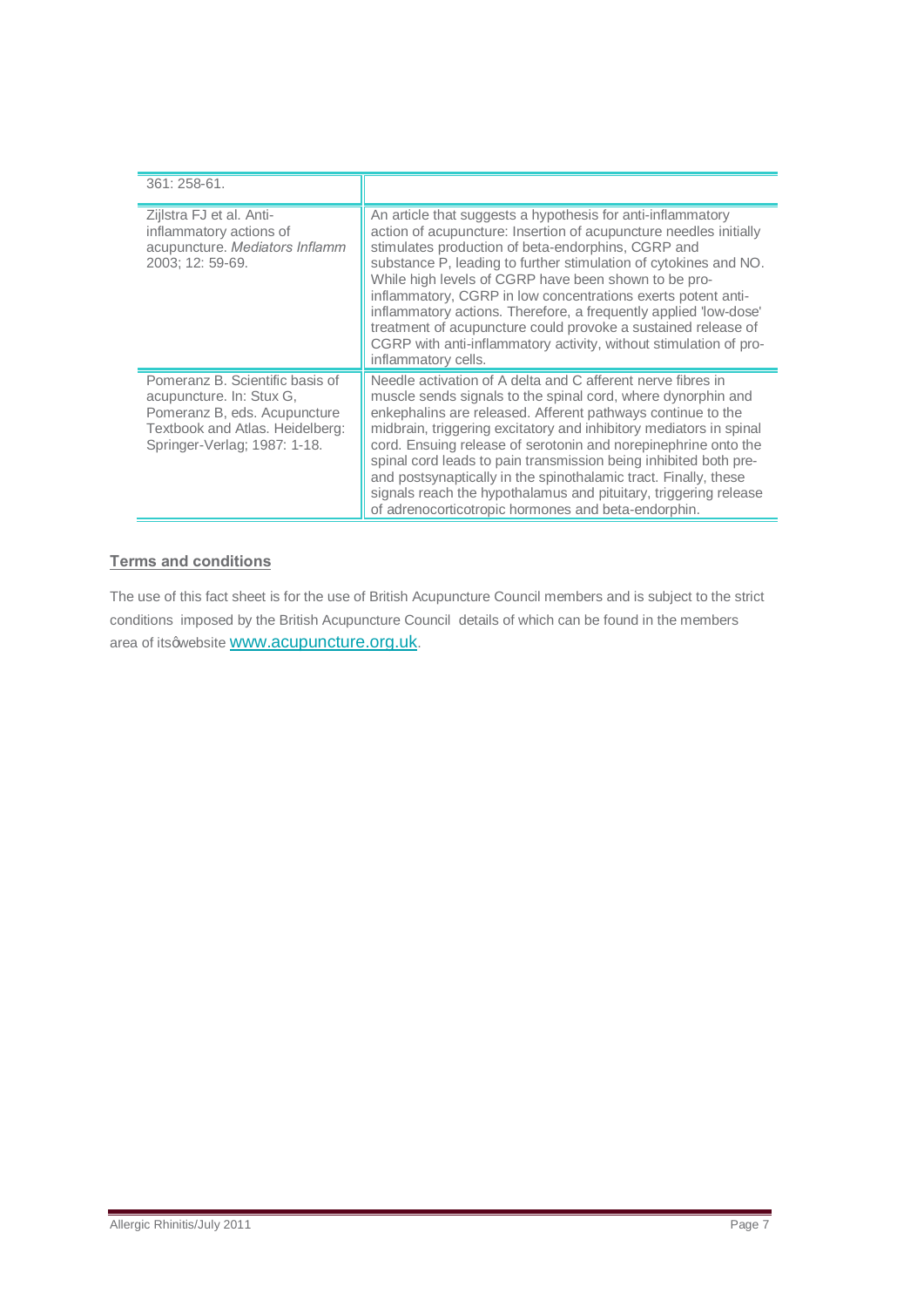| | |
|---|---|
| 361: 258-61. | |
| Zijlstra FJ et al. Anti-inflammatory actions of acupuncture. *Mediators Inflamm* 2003; 12: 59-69. | An article that suggests a hypothesis for anti-inflammatory action of acupuncture: Insertion of acupuncture needles initially stimulates production of beta-endorphins, CGRP and substance P, leading to further stimulation of cytokines and NO. While high levels of CGRP have been shown to be pro-inflammatory, CGRP in low concentrations exerts potent anti-inflammatory actions. Therefore, a frequently applied 'low-dose' treatment of acupuncture could provoke a sustained release of CGRP with anti-inflammatory activity, without stimulation of pro-inflammatory cells. |
| Pomeranz B. Scientific basis of acupuncture. In: Stux G, Pomeranz B, eds. Acupuncture Textbook and Atlas. Heidelberg: Springer-Verlag; 1987: 1-18. | Needle activation of A delta and C afferent nerve fibres in muscle sends signals to the spinal cord, where dynorphin and enkephalins are released. Afferent pathways continue to the midbrain, triggering excitatory and inhibitory mediators in spinal cord. Ensuing release of serotonin and norepinephrine onto the spinal cord leads to pain transmission being inhibited both pre- and postsynaptically in the spinothalamic tract. Finally, these signals reach the hypothalamus and pituitary, triggering release of adrenocorticotropic hormones and beta-endorphin. |

## Terms and conditions

The use of this fact sheet is for the use of British Acupuncture Council members and is subject to the strict conditions imposed by the British Acupuncture Council details of which can be found in the members area of its website www.acupuncture.org.uk.